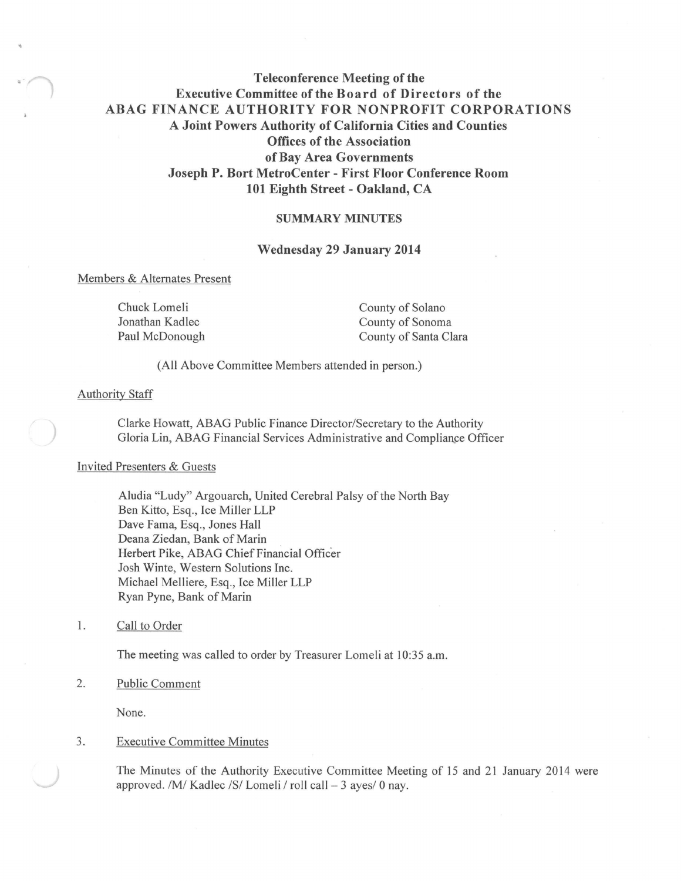# Teleconference Meeting of the
# Executive Committee of the Board of Directors of the
# ABAG FINANCE AUTHORITY FOR NONPROFIT CORPORATIONS

**A Joint Powers Authority of California Cities and Counties**
**Offices of the Association of Bay Area Governments**
**Joseph P. Bort MetroCenter - First Floor Conference Room**
**101 Eighth Street - Oakland, CA**

## SUMMARY MINUTES

**Wednesday 29 January 2014**

Members & Alternates Present

| | |
|---|---|
| Chuck Lomeli | County of Solano |
| Jonathan Kadlec | County of Sonoma |
| Paul McDonough | County of Santa Clara |

(All Above Committee Members attended in person.)

Authority Staff

Clarke Howatt, ABAG Public Finance Director/Secretary to the Authority
Gloria Lin, ABAG Financial Services Administrative and Compliance Officer

Invited Presenters & Guests

Aludia "Ludy" Argouarch, United Cerebral Palsy of the North Bay
Ben Kitto, Esq., Ice Miller LLP
Dave Fama, Esq., Jones Hall
Deana Ziedan, Bank of Marin
Herbert Pike, ABAG Chief Financial Officer
Josh Winte, Western Solutions Inc.
Michael Melliere, Esq., Ice Miller LLP
Ryan Pyne, Bank of Marin

1. Call to Order

   The meeting was called to order by Treasurer Lomeli at 10:35 a.m.

2. Public Comment

   None.

3. Executive Committee Minutes

   The Minutes of the Authority Executive Committee Meeting of 15 and 21 January 2014 were approved. /M/ Kadlec /S/ Lomeli / roll call – 3 ayes/ 0 nay.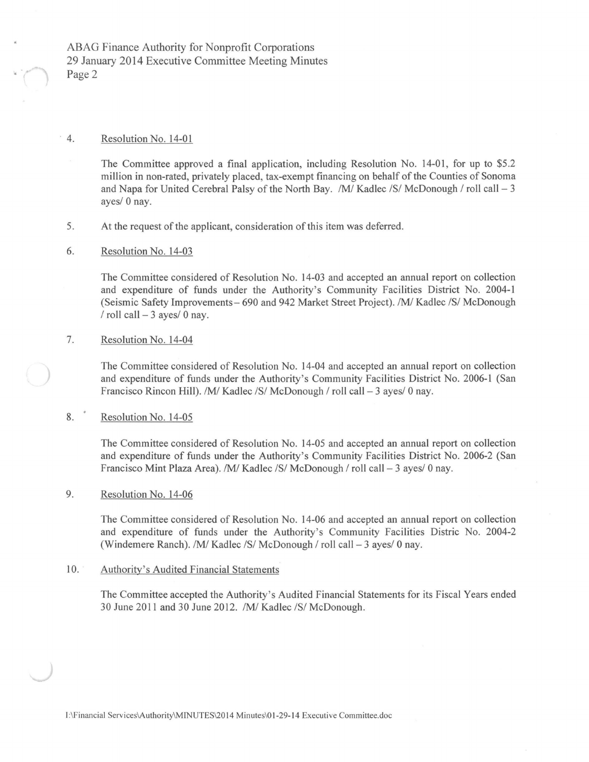4. Resolution No. 14-01

   The Committee approved a final application, including Resolution No. 14-01, for up to $5.2 million in non-rated, privately placed, tax-exempt financing on behalf of the Counties of Sonoma and Napa for United Cerebral Palsy of the North Bay. /M/ Kadlec /S/ McDonough / roll call – 3 ayes/ 0 nay.

5. At the request of the applicant, consideration of this item was deferred.

6. Resolution No. 14-03

   The Committee considered of Resolution No. 14-03 and accepted an annual report on collection and expenditure of funds under the Authority's Community Facilities District No. 2004-1 (Seismic Safety Improvements – 690 and 942 Market Street Project). /M/ Kadlec /S/ McDonough / roll call – 3 ayes/ 0 nay.

7. Resolution No. 14-04

   The Committee considered of Resolution No. 14-04 and accepted an annual report on collection and expenditure of funds under the Authority's Community Facilities District No. 2006-1 (San Francisco Rincon Hill). /M/ Kadlec /S/ McDonough / roll call – 3 ayes/ 0 nay.

8. Resolution No. 14-05

   The Committee considered of Resolution No. 14-05 and accepted an annual report on collection and expenditure of funds under the Authority's Community Facilities District No. 2006-2 (San Francisco Mint Plaza Area). /M/ Kadlec /S/ McDonough / roll call – 3 ayes/ 0 nay.

9. Resolution No. 14-06

   The Committee considered of Resolution No. 14-06 and accepted an annual report on collection and expenditure of funds under the Authority's Community Facilities Distric No. 2004-2 (Windemere Ranch). /M/ Kadlec /S/ McDonough / roll call – 3 ayes/ 0 nay.

10. Authority's Audited Financial Statements

    The Committee accepted the Authority's Audited Financial Statements for its Fiscal Years ended 30 June 2011 and 30 June 2012. /M/ Kadlec /S/ McDonough.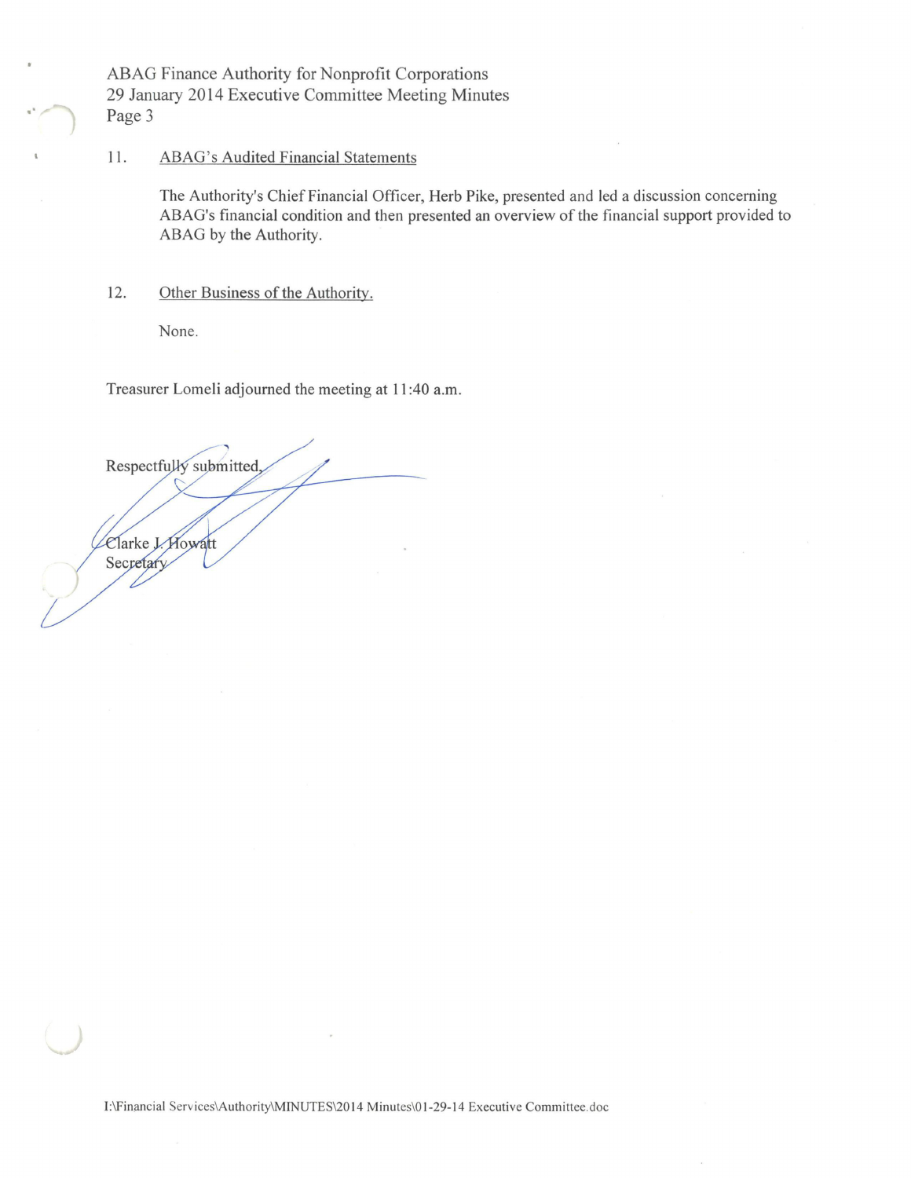11. <u>ABAG's Audited Financial Statements</u>

    The Authority's Chief Financial Officer, Herb Pike, presented and led a discussion concerning ABAG's financial condition and then presented an overview of the financial support provided to ABAG by the Authority.

12. <u>Other Business of the Authority.</u>

    None.

Treasurer Lomeli adjourned the meeting at 11:40 a.m.

Respectfully submitted,

Clarke J. Howatt
Secretary

I:\Financial Services\Authority\MINUTES\2014 Minutes\01-29-14 Executive Committee.doc